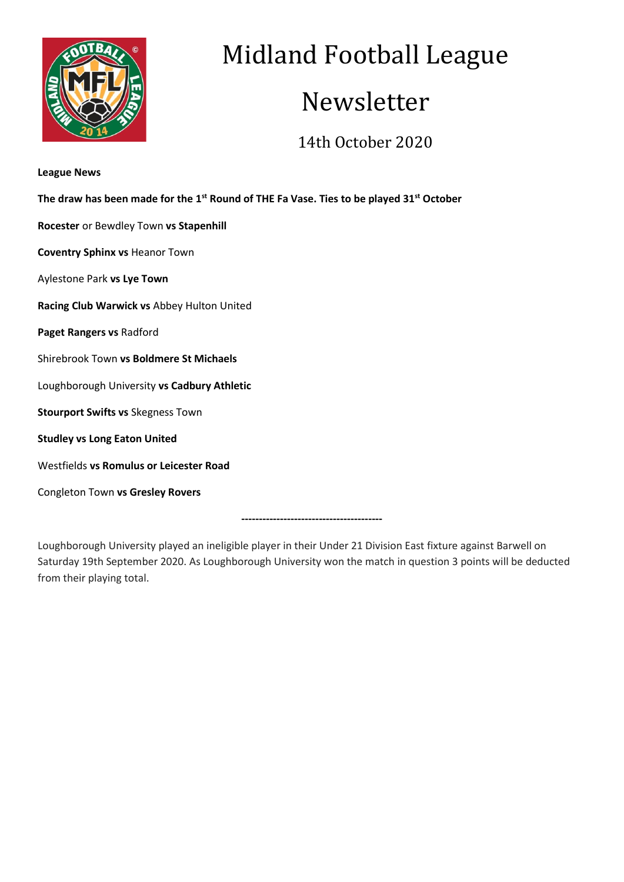# Midland Football League

# Newsletter

14th October 2020

**League News**

**The draw has been made for the 1st Round of THE Fa Vase. Ties to be played 31st October**

**Rocester** or Bewdley Town **vs Stapenhill**

**Coventry Sphinx vs** Heanor Town

Aylestone Park **vs Lye Town**

**Racing Club Warwick vs** Abbey Hulton United

**Paget Rangers vs** Radford

Shirebrook Town **vs Boldmere St Michaels**

Loughborough University **vs Cadbury Athletic**

**Stourport Swifts vs** Skegness Town

**Studley vs Long Eaton United**

Westfields **vs Romulus or Leicester Road**

Congleton Town **vs Gresley Rovers**

**----------------------------------------**

Loughborough University played an ineligible player in their Under 21 Division East fixture against Barwell on Saturday 19th September 2020. As Loughborough University won the match in question 3 points will be deducted from their playing total.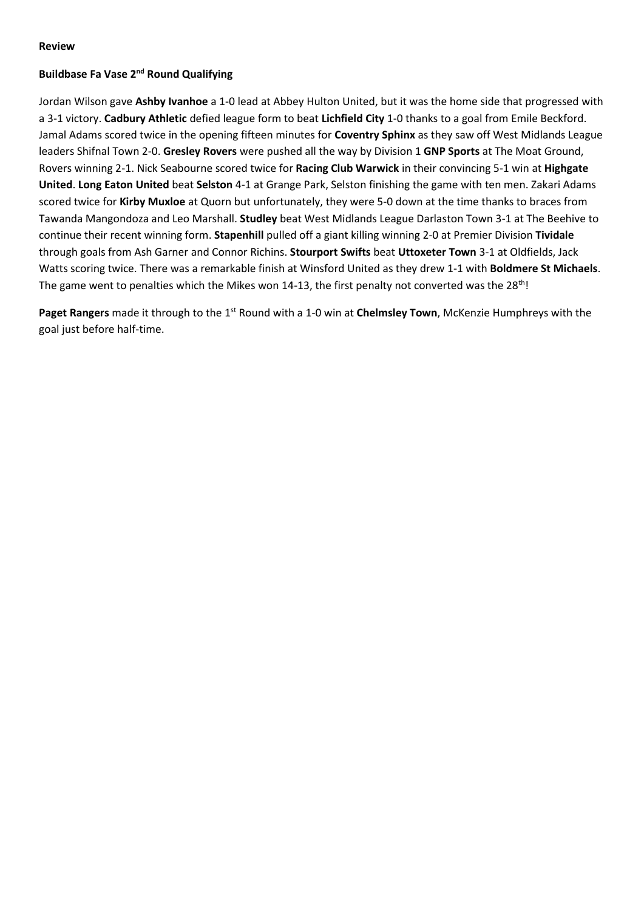**Review**

**Buildbase Fa Vase 2nd Round Qualifying**

Jordan Wilson gave **Ashby Ivanhoe** a 1-0 lead at Abbey Hulton United, but it was the home side that progressed with a 3-1 victory. **Cadbury Athletic** defied league form to beat **Lichfield City** 1-0 thanks to a goal from Emile Beckford. Jamal Adams scored twice in the opening fifteen minutes for **Coventry Sphinx** as they saw off West Midlands League leaders Shifnal Town 2-0. **Gresley Rovers** were pushed all the way by Division 1 **GNP Sports** at The Moat Ground, Rovers winning 2-1. Nick Seabourne scored twice for **Racing Club Warwick** in their convincing 5-1 win at **Highgate United**. **Long Eaton United** beat **Selston** 4-1 at Grange Park, Selston finishing the game with ten men. Zakari Adams scored twice for **Kirby Muxloe** at Quorn but unfortunately, they were 5-0 down at the time thanks to braces from Tawanda Mangondoza and Leo Marshall. **Studley** beat West Midlands League Darlaston Town 3-1 at The Beehive to continue their recent winning form. **Stapenhill** pulled off a giant killing winning 2-0 at Premier Division **Tividale** through goals from Ash Garner and Connor Richins. **Stourport Swifts** beat **Uttoxeter Town** 3-1 at Oldfields, Jack Watts scoring twice. There was a remarkable finish at Winsford United as they drew 1-1 with **Boldmere St Michaels**. The game went to penalties which the Mikes won 14-13, the first penalty not converted was the 28th!

**Paget Rangers** made it through to the 1st Round with a 1-0 win at **Chelmsley Town**, McKenzie Humphreys with the goal just before half-time.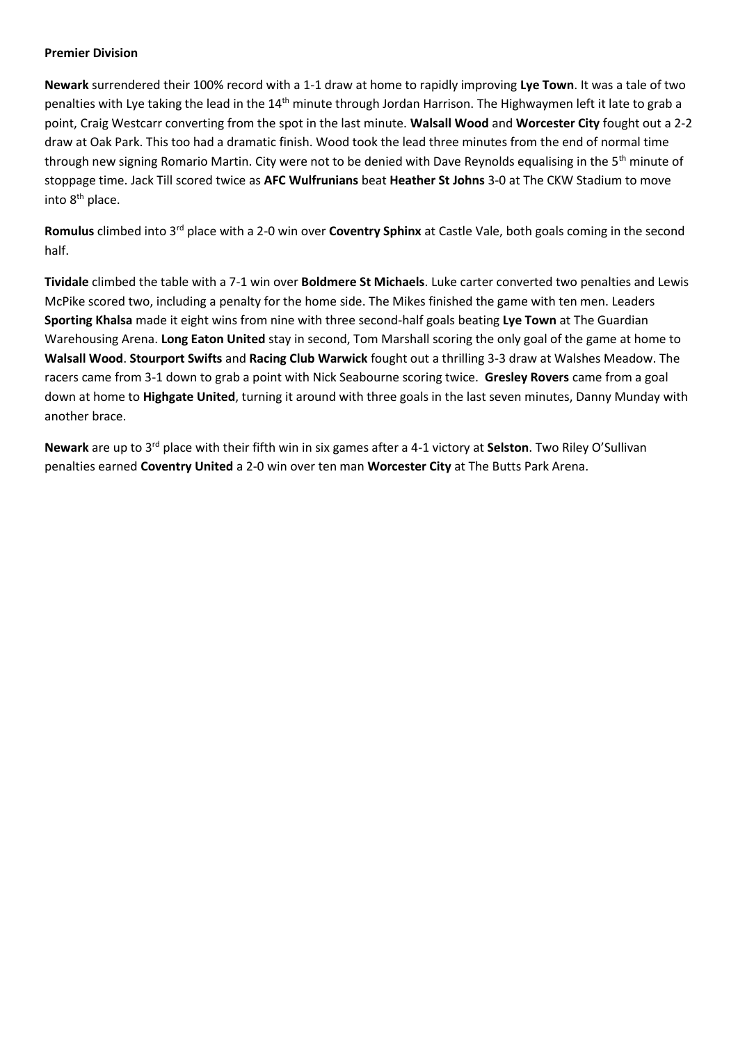**Premier Division**

**Newark** surrendered their 100% record with a 1-1 draw at home to rapidly improving **Lye Town**. It was a tale of two penalties with Lye taking the lead in the 14th minute through Jordan Harrison. The Highwaymen left it late to grab a point, Craig Westcarr converting from the spot in the last minute. **Walsall Wood** and **Worcester City** fought out a 2-2 draw at Oak Park. This too had a dramatic finish. Wood took the lead three minutes from the end of normal time through new signing Romario Martin. City were not to be denied with Dave Reynolds equalising in the 5th minute of stoppage time. Jack Till scored twice as **AFC Wulfrunians** beat **Heather St Johns** 3-0 at The CKW Stadium to move into 8th place.

**Romulus** climbed into 3rd place with a 2-0 win over **Coventry Sphinx** at Castle Vale, both goals coming in the second half.

**Tividale** climbed the table with a 7-1 win over **Boldmere St Michaels**. Luke carter converted two penalties and Lewis McPike scored two, including a penalty for the home side. The Mikes finished the game with ten men. Leaders **Sporting Khalsa** made it eight wins from nine with three second-half goals beating **Lye Town** at The Guardian Warehousing Arena. **Long Eaton United** stay in second, Tom Marshall scoring the only goal of the game at home to **Walsall Wood**. **Stourport Swifts** and **Racing Club Warwick** fought out a thrilling 3-3 draw at Walshes Meadow. The racers came from 3-1 down to grab a point with Nick Seabourne scoring twice. **Gresley Rovers** came from a goal down at home to **Highgate United**, turning it around with three goals in the last seven minutes, Danny Munday with another brace.

**Newark** are up to 3rd place with their fifth win in six games after a 4-1 victory at **Selston**. Two Riley O'Sullivan penalties earned **Coventry United** a 2-0 win over ten man **Worcester City** at The Butts Park Arena.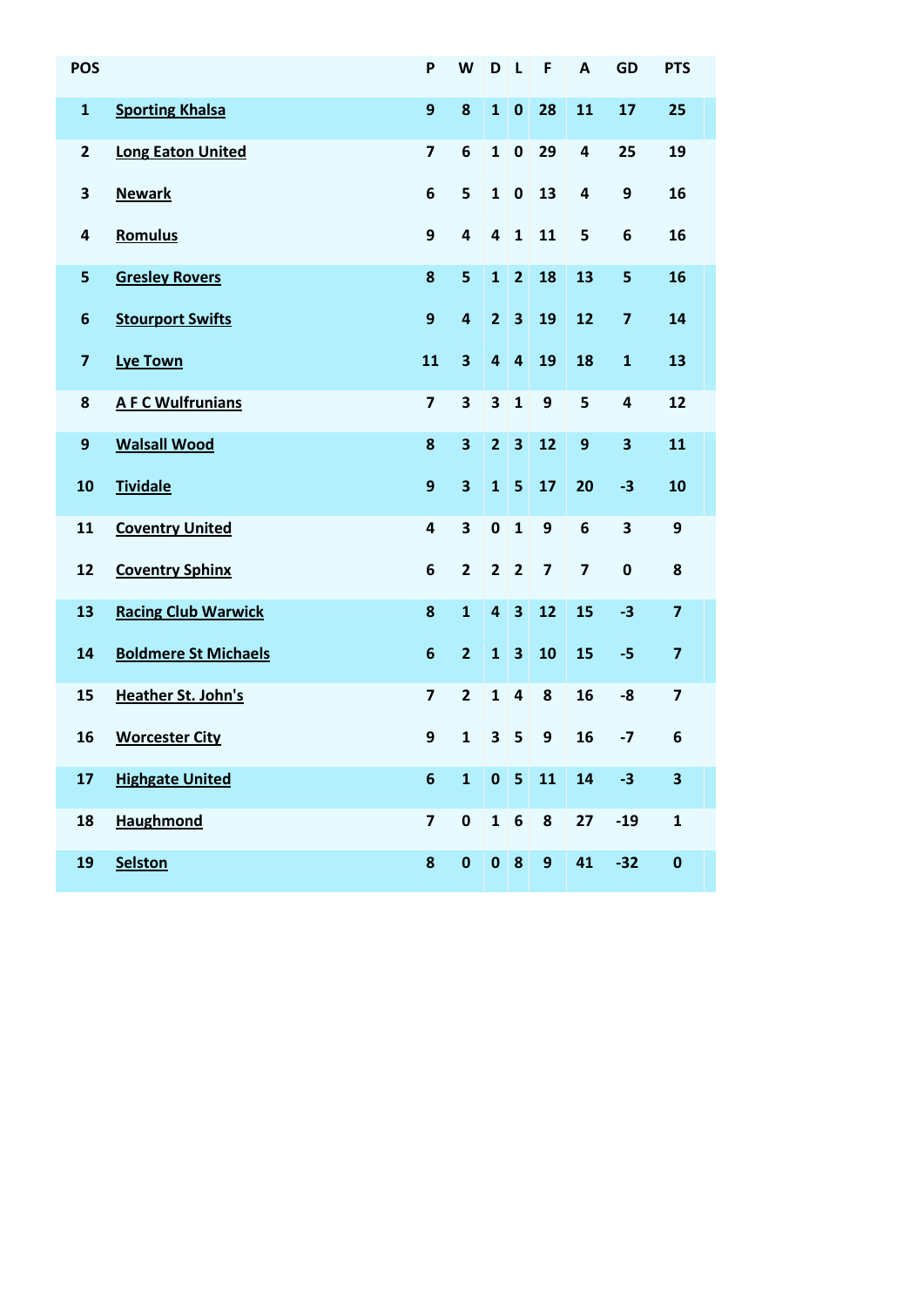| POS | | P | W | D | L | F | A | GD | PTS |
|---|---|---|---|---|---|---|---|---|---|
| 1 | Sporting Khalsa | 9 | 8 | 1 | 0 | 28 | 11 | 17 | 25 |
| 2 | Long Eaton United | 7 | 6 | 1 | 0 | 29 | 4 | 25 | 19 |
| 3 | Newark | 6 | 5 | 1 | 0 | 13 | 4 | 9 | 16 |
| 4 | Romulus | 9 | 4 | 4 | 1 | 11 | 5 | 6 | 16 |
| 5 | Gresley Rovers | 8 | 5 | 1 | 2 | 18 | 13 | 5 | 16 |
| 6 | Stourport Swifts | 9 | 4 | 2 | 3 | 19 | 12 | 7 | 14 |
| 7 | Lye Town | 11 | 3 | 4 | 4 | 19 | 18 | 1 | 13 |
| 8 | A F C Wulfrunians | 7 | 3 | 3 | 1 | 9 | 5 | 4 | 12 |
| 9 | Walsall Wood | 8 | 3 | 2 | 3 | 12 | 9 | 3 | 11 |
| 10 | Tividale | 9 | 3 | 1 | 5 | 17 | 20 | -3 | 10 |
| 11 | Coventry United | 4 | 3 | 0 | 1 | 9 | 6 | 3 | 9 |
| 12 | Coventry Sphinx | 6 | 2 | 2 | 2 | 7 | 7 | 0 | 8 |
| 13 | Racing Club Warwick | 8 | 1 | 4 | 3 | 12 | 15 | -3 | 7 |
| 14 | Boldmere St Michaels | 6 | 2 | 1 | 3 | 10 | 15 | -5 | 7 |
| 15 | Heather St. John's | 7 | 2 | 1 | 4 | 8 | 16 | -8 | 7 |
| 16 | Worcester City | 9 | 1 | 3 | 5 | 9 | 16 | -7 | 6 |
| 17 | Highgate United | 6 | 1 | 0 | 5 | 11 | 14 | -3 | 3 |
| 18 | Haughmond | 7 | 0 | 1 | 6 | 8 | 27 | -19 | 1 |
| 19 | Selston | 8 | 0 | 0 | 8 | 9 | 41 | -32 | 0 |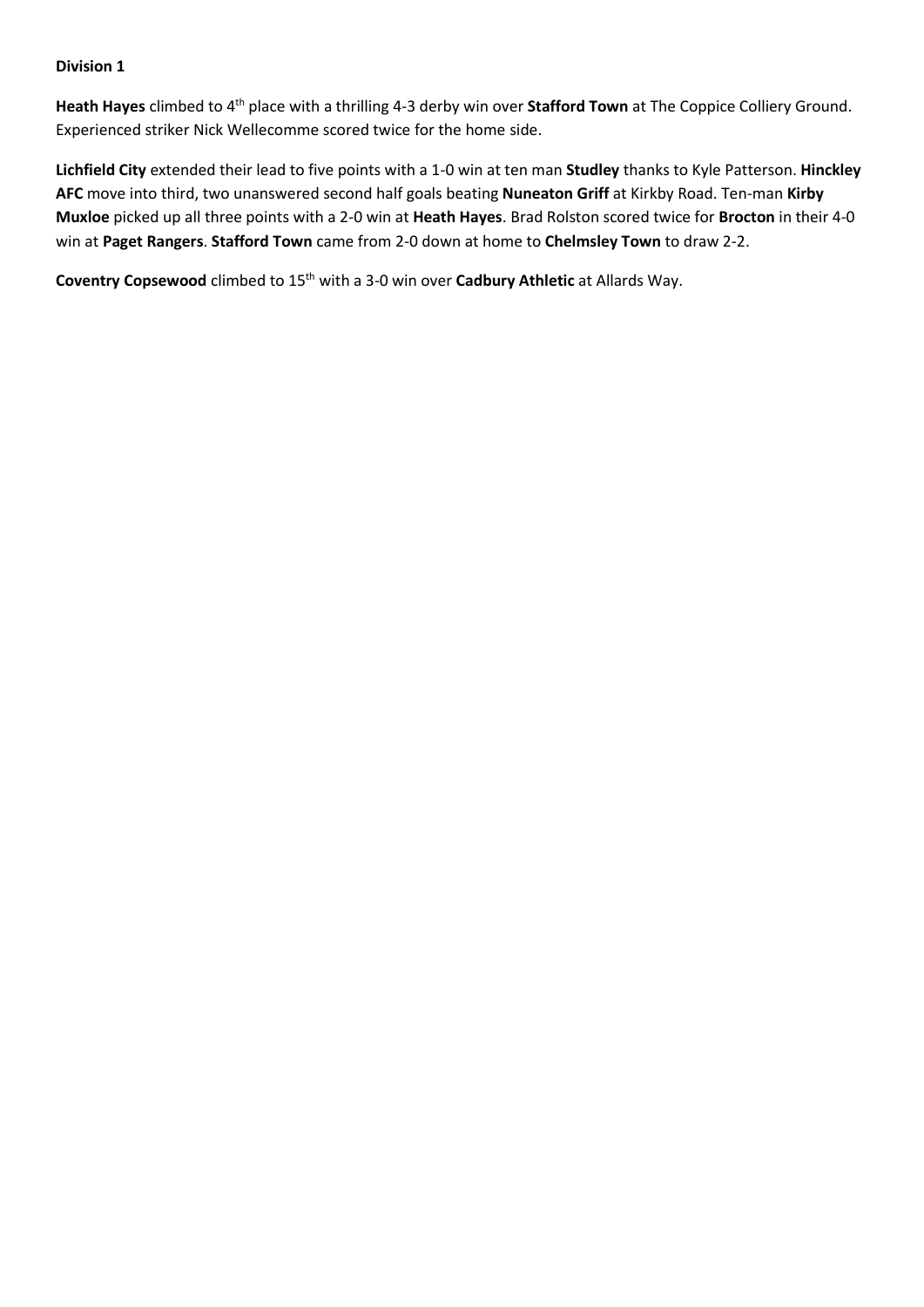**Division 1**

**Heath Hayes** climbed to 4th place with a thrilling 4-3 derby win over **Stafford Town** at The Coppice Colliery Ground. Experienced striker Nick Wellecomme scored twice for the home side.

**Lichfield City** extended their lead to five points with a 1-0 win at ten man **Studley** thanks to Kyle Patterson. **Hinckley AFC** move into third, two unanswered second half goals beating **Nuneaton Griff** at Kirkby Road. Ten-man **Kirby Muxloe** picked up all three points with a 2-0 win at **Heath Hayes**. Brad Rolston scored twice for **Brocton** in their 4-0 win at **Paget Rangers**. **Stafford Town** came from 2-0 down at home to **Chelmsley Town** to draw 2-2.

**Coventry Copsewood** climbed to 15th with a 3-0 win over **Cadbury Athletic** at Allards Way.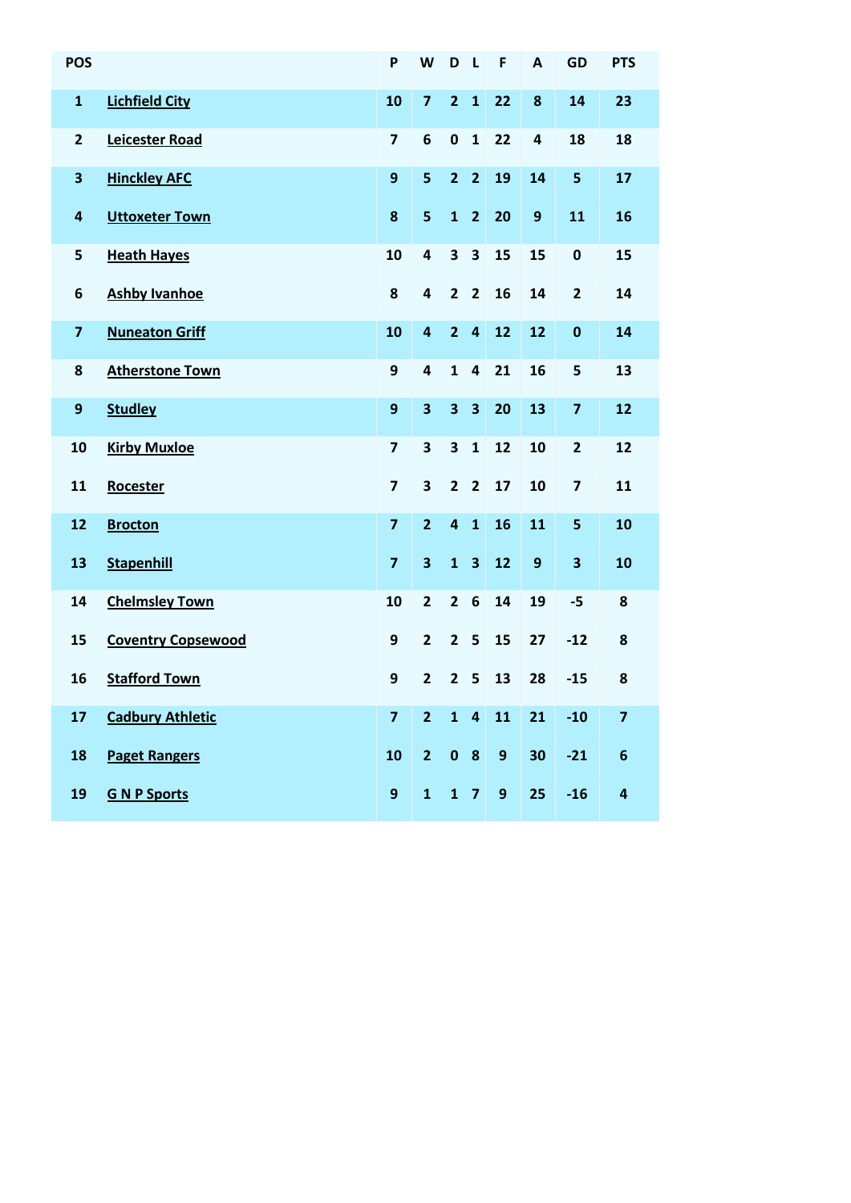| POS | | P | W | D | L | F | A | GD | PTS |
|---|---|---|---|---|---|---|---|---|---|
| 1 | Lichfield City | 10 | 7 | 2 | 1 | 22 | 8 | 14 | 23 |
| 2 | Leicester Road | 7 | 6 | 0 | 1 | 22 | 4 | 18 | 18 |
| 3 | Hinckley AFC | 9 | 5 | 2 | 2 | 19 | 14 | 5 | 17 |
| 4 | Uttoxeter Town | 8 | 5 | 1 | 2 | 20 | 9 | 11 | 16 |
| 5 | Heath Hayes | 10 | 4 | 3 | 3 | 15 | 15 | 0 | 15 |
| 6 | Ashby Ivanhoe | 8 | 4 | 2 | 2 | 16 | 14 | 2 | 14 |
| 7 | Nuneaton Griff | 10 | 4 | 2 | 4 | 12 | 12 | 0 | 14 |
| 8 | Atherstone Town | 9 | 4 | 1 | 4 | 21 | 16 | 5 | 13 |
| 9 | Studley | 9 | 3 | 3 | 3 | 20 | 13 | 7 | 12 |
| 10 | Kirby Muxloe | 7 | 3 | 3 | 1 | 12 | 10 | 2 | 12 |
| 11 | Rocester | 7 | 3 | 2 | 2 | 17 | 10 | 7 | 11 |
| 12 | Brocton | 7 | 2 | 4 | 1 | 16 | 11 | 5 | 10 |
| 13 | Stapenhill | 7 | 3 | 1 | 3 | 12 | 9 | 3 | 10 |
| 14 | Chelmsley Town | 10 | 2 | 2 | 6 | 14 | 19 | -5 | 8 |
| 15 | Coventry Copsewood | 9 | 2 | 2 | 5 | 15 | 27 | -12 | 8 |
| 16 | Stafford Town | 9 | 2 | 2 | 5 | 13 | 28 | -15 | 8 |
| 17 | Cadbury Athletic | 7 | 2 | 1 | 4 | 11 | 21 | -10 | 7 |
| 18 | Paget Rangers | 10 | 2 | 0 | 8 | 9 | 30 | -21 | 6 |
| 19 | G N P Sports | 9 | 1 | 1 | 7 | 9 | 25 | -16 | 4 |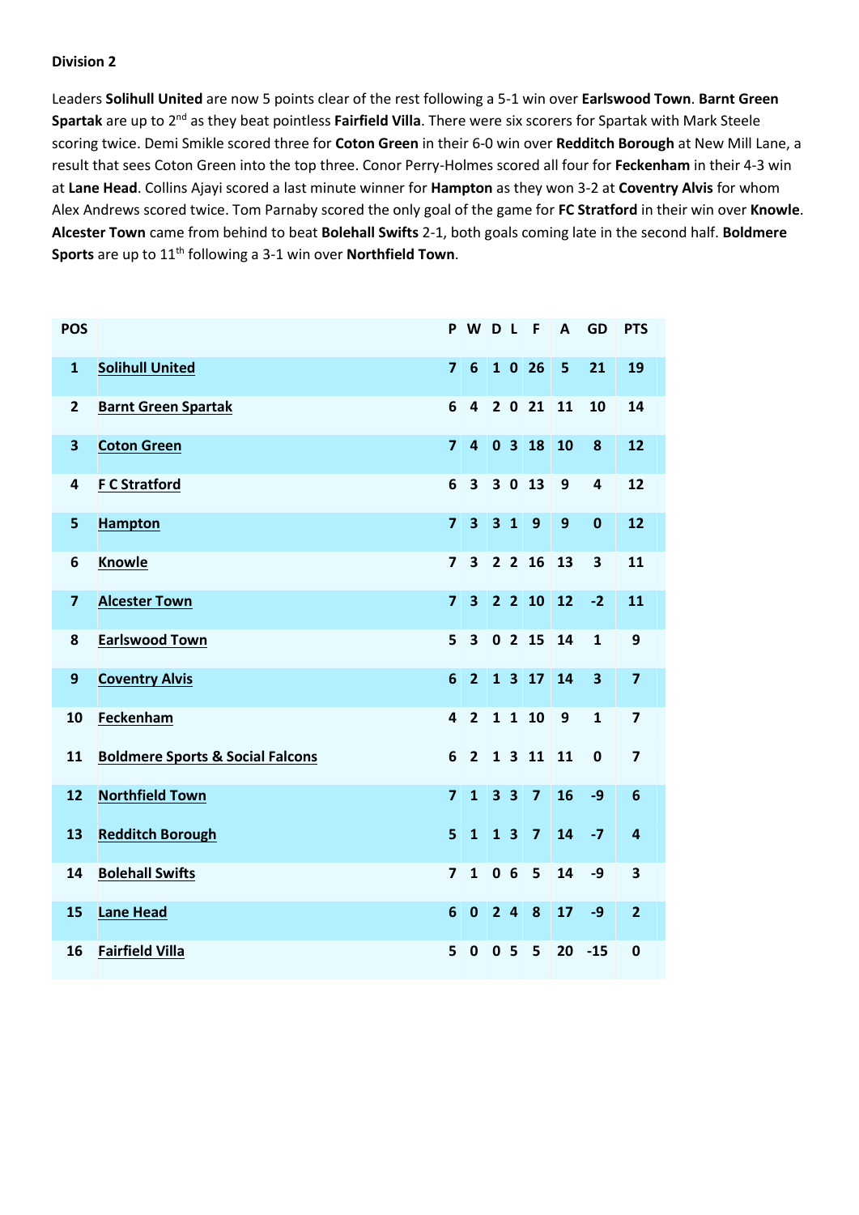## Division 2

Leaders **Solihull United** are now 5 points clear of the rest following a 5-1 win over **Earlswood Town**. **Barnt Green Spartak** are up to 2nd as they beat pointless **Fairfield Villa**. There were six scorers for Spartak with Mark Steele scoring twice. Demi Smikle scored three for **Coton Green** in their 6-0 win over **Redditch Borough** at New Mill Lane, a result that sees Coton Green into the top three. Conor Perry-Holmes scored all four for **Feckenham** in their 4-3 win at **Lane Head**. Collins Ajayi scored a last minute winner for **Hampton** as they won 3-2 at **Coventry Alvis** for whom Alex Andrews scored twice. Tom Parnaby scored the only goal of the game for **FC Stratford** in their win over **Knowle**. **Alcester Town** came from behind to beat **Bolehall Swifts** 2-1, both goals coming late in the second half. **Boldmere Sports** are up to 11th following a 3-1 win over **Northfield Town**.

| POS | | P | W | D | L | F | A | GD | PTS |
|---|---|---|---|---|---|---|---|---|---|
| 1 | Solihull United | 7 | 6 | 1 | 0 | 26 | 5 | 21 | 19 |
| 2 | Barnt Green Spartak | 6 | 4 | 2 | 0 | 21 | 11 | 10 | 14 |
| 3 | Coton Green | 7 | 4 | 0 | 3 | 18 | 10 | 8 | 12 |
| 4 | F C Stratford | 6 | 3 | 3 | 0 | 13 | 9 | 4 | 12 |
| 5 | Hampton | 7 | 3 | 3 | 1 | 9 | 9 | 0 | 12 |
| 6 | Knowle | 7 | 3 | 2 | 2 | 16 | 13 | 3 | 11 |
| 7 | Alcester Town | 7 | 3 | 2 | 2 | 10 | 12 | -2 | 11 |
| 8 | Earlswood Town | 5 | 3 | 0 | 2 | 15 | 14 | 1 | 9 |
| 9 | Coventry Alvis | 6 | 2 | 1 | 3 | 17 | 14 | 3 | 7 |
| 10 | Feckenham | 4 | 2 | 1 | 1 | 10 | 9 | 1 | 7 |
| 11 | Boldmere Sports & Social Falcons | 6 | 2 | 1 | 3 | 11 | 11 | 0 | 7 |
| 12 | Northfield Town | 7 | 1 | 3 | 3 | 7 | 16 | -9 | 6 |
| 13 | Redditch Borough | 5 | 1 | 1 | 3 | 7 | 14 | -7 | 4 |
| 14 | Bolehall Swifts | 7 | 1 | 0 | 6 | 5 | 14 | -9 | 3 |
| 15 | Lane Head | 6 | 0 | 2 | 4 | 8 | 17 | -9 | 2 |
| 16 | Fairfield Villa | 5 | 0 | 0 | 5 | 5 | 20 | -15 | 0 |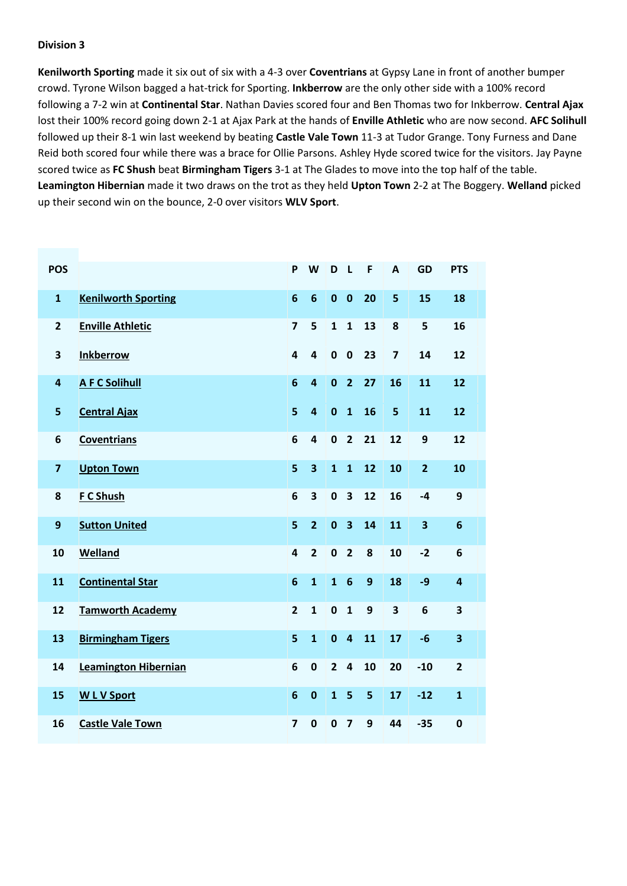**Division 3**

**Kenilworth Sporting** made it six out of six with a 4-3 over **Coventrians** at Gypsy Lane in front of another bumper crowd. Tyrone Wilson bagged a hat-trick for Sporting. **Inkberrow** are the only other side with a 100% record following a 7-2 win at **Continental Star**. Nathan Davies scored four and Ben Thomas two for Inkberrow. **Central Ajax** lost their 100% record going down 2-1 at Ajax Park at the hands of **Enville Athletic** who are now second. **AFC Solihull** followed up their 8-1 win last weekend by beating **Castle Vale Town** 11-3 at Tudor Grange. Tony Furness and Dane Reid both scored four while there was a brace for Ollie Parsons. Ashley Hyde scored twice for the visitors. Jay Payne scored twice as **FC Shush** beat **Birmingham Tigers** 3-1 at The Glades to move into the top half of the table. **Leamington Hibernian** made it two draws on the trot as they held **Upton Town** 2-2 at The Boggery. **Welland** picked up their second win on the bounce, 2-0 over visitors **WLV Sport**.

| POS | | P | W | D | L | F | A | GD | PTS |
|---|---|---|---|---|---|---|---|---|---|
| 1 | Kenilworth Sporting | 6 | 6 | 0 | 0 | 20 | 5 | 15 | 18 |
| 2 | Enville Athletic | 7 | 5 | 1 | 1 | 13 | 8 | 5 | 16 |
| 3 | Inkberrow | 4 | 4 | 0 | 0 | 23 | 7 | 14 | 12 |
| 4 | A F C Solihull | 6 | 4 | 0 | 2 | 27 | 16 | 11 | 12 |
| 5 | Central Ajax | 5 | 4 | 0 | 1 | 16 | 5 | 11 | 12 |
| 6 | Coventrians | 6 | 4 | 0 | 2 | 21 | 12 | 9 | 12 |
| 7 | Upton Town | 5 | 3 | 1 | 1 | 12 | 10 | 2 | 10 |
| 8 | F C Shush | 6 | 3 | 0 | 3 | 12 | 16 | -4 | 9 |
| 9 | Sutton United | 5 | 2 | 0 | 3 | 14 | 11 | 3 | 6 |
| 10 | Welland | 4 | 2 | 0 | 2 | 8 | 10 | -2 | 6 |
| 11 | Continental Star | 6 | 1 | 1 | 6 | 9 | 18 | -9 | 4 |
| 12 | Tamworth Academy | 2 | 1 | 0 | 1 | 9 | 3 | 6 | 3 |
| 13 | Birmingham Tigers | 5 | 1 | 0 | 4 | 11 | 17 | -6 | 3 |
| 14 | Leamington Hibernian | 6 | 0 | 2 | 4 | 10 | 20 | -10 | 2 |
| 15 | W L V Sport | 6 | 0 | 1 | 5 | 5 | 17 | -12 | 1 |
| 16 | Castle Vale Town | 7 | 0 | 0 | 7 | 9 | 44 | -35 | 0 |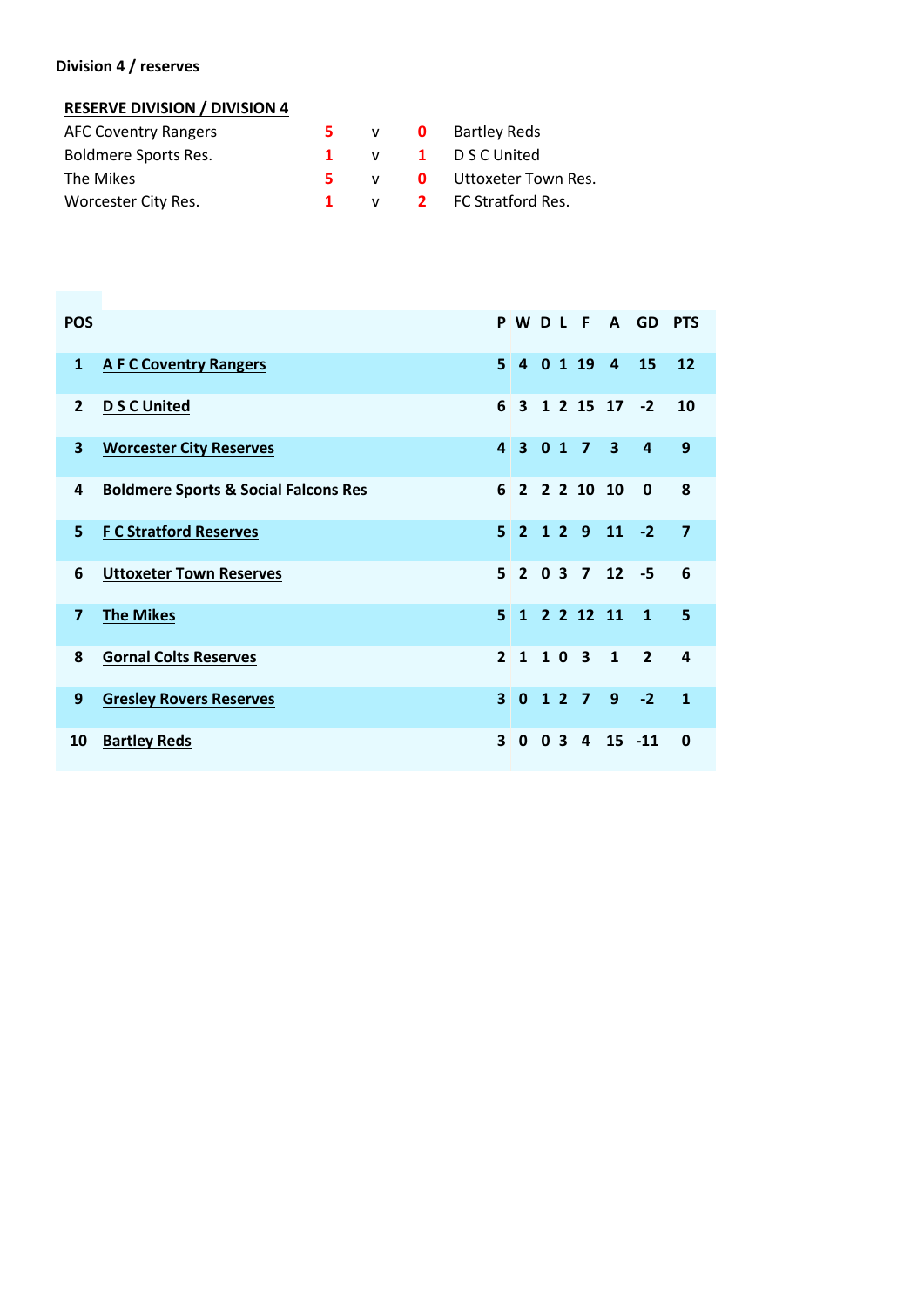**Division 4 / reserves**

**RESERVE DIVISION / DIVISION 4**

| | | | | |
|---|---|---|---|---|
| AFC Coventry Rangers | 5 | v | 0 | Bartley Reds |
| Boldmere Sports Res. | 1 | v | 1 | D S C United |
| The Mikes | 5 | v | 0 | Uttoxeter Town Res. |
| Worcester City Res. | 1 | v | 2 | FC Stratford Res. |

| POS | | P | W | D | L | F | A | GD | PTS |
|---|---|---|---|---|---|---|---|---|---|
| 1 | A F C Coventry Rangers | 5 | 4 | 0 | 1 | 19 | 4 | 15 | 12 |
| 2 | D S C United | 6 | 3 | 1 | 2 | 15 | 17 | -2 | 10 |
| 3 | Worcester City Reserves | 4 | 3 | 0 | 1 | 7 | 3 | 4 | 9 |
| 4 | Boldmere Sports & Social Falcons Res | 6 | 2 | 2 | 2 | 10 | 10 | 0 | 8 |
| 5 | F C Stratford Reserves | 5 | 2 | 1 | 2 | 9 | 11 | -2 | 7 |
| 6 | Uttoxeter Town Reserves | 5 | 2 | 0 | 3 | 7 | 12 | -5 | 6 |
| 7 | The Mikes | 5 | 1 | 2 | 2 | 12 | 11 | 1 | 5 |
| 8 | Gornal Colts Reserves | 2 | 1 | 1 | 0 | 3 | 1 | 2 | 4 |
| 9 | Gresley Rovers Reserves | 3 | 0 | 1 | 2 | 7 | 9 | -2 | 1 |
| 10 | Bartley Reds | 3 | 0 | 0 | 3 | 4 | 15 | -11 | 0 |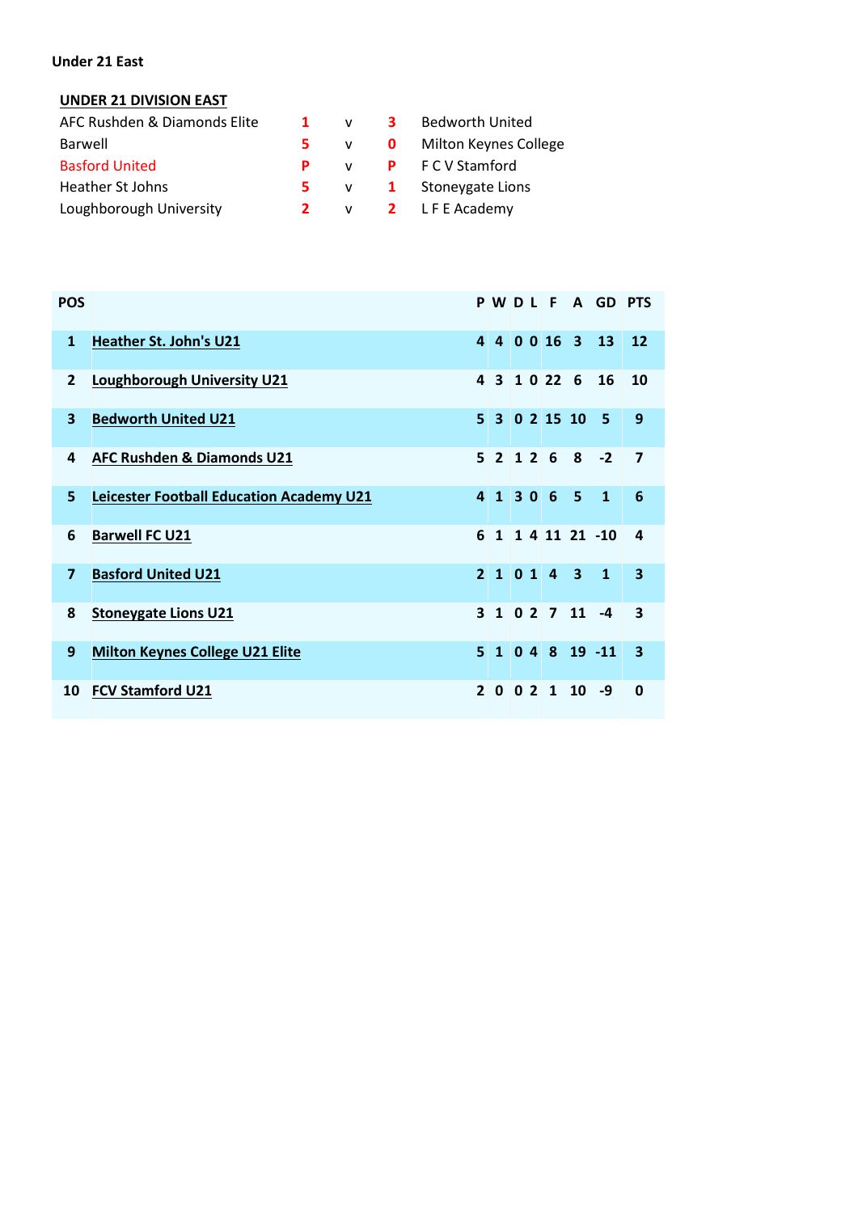Under 21 East

## UNDER 21 DIVISION EAST

| | | | | |
|---|---|---|---|---|
| AFC Rushden & Diamonds Elite | 1 | v | 3 | Bedworth United |
| Barwell | 5 | v | 0 | Milton Keynes College |
| Basford United | P | v | P | F C V Stamford |
| Heather St Johns | 5 | v | 1 | Stoneygate Lions |
| Loughborough University | 2 | v | 2 | L F E Academy |

| POS | | P | W | D | L | F | A | GD | PTS |
|---|---|---|---|---|---|---|---|---|---|
| 1 | Heather St. John's U21 | 4 | 4 | 0 | 0 | 16 | 3 | 13 | 12 |
| 2 | Loughborough University U21 | 4 | 3 | 1 | 0 | 22 | 6 | 16 | 10 |
| 3 | Bedworth United U21 | 5 | 3 | 0 | 2 | 15 | 10 | 5 | 9 |
| 4 | AFC Rushden & Diamonds U21 | 5 | 2 | 1 | 2 | 6 | 8 | -2 | 7 |
| 5 | Leicester Football Education Academy U21 | 4 | 1 | 3 | 0 | 6 | 5 | 1 | 6 |
| 6 | Barwell FC U21 | 6 | 1 | 1 | 4 | 11 | 21 | -10 | 4 |
| 7 | Basford United U21 | 2 | 1 | 0 | 1 | 4 | 3 | 1 | 3 |
| 8 | Stoneygate Lions U21 | 3 | 1 | 0 | 2 | 7 | 11 | -4 | 3 |
| 9 | Milton Keynes College U21 Elite | 5 | 1 | 0 | 4 | 8 | 19 | -11 | 3 |
| 10 | FCV Stamford U21 | 2 | 0 | 0 | 2 | 1 | 10 | -9 | 0 |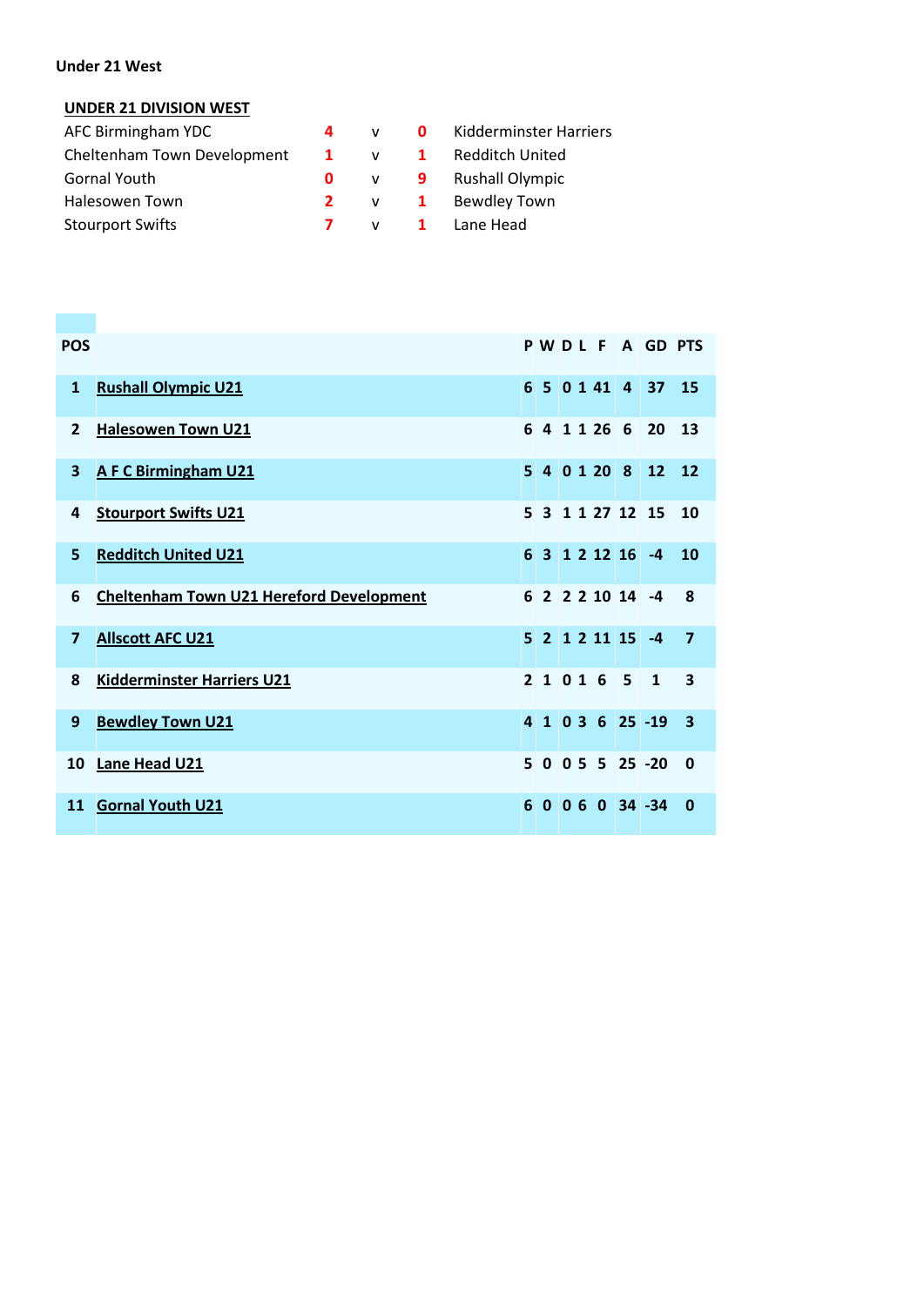Under 21 West

**UNDER 21 DIVISION WEST**

| | | | | |
|---|---|---|---|---|
| AFC Birmingham YDC | 4 | v | 0 | Kidderminster Harriers |
| Cheltenham Town Development | 1 | v | 1 | Redditch United |
| Gornal Youth | 0 | v | 9 | Rushall Olympic |
| Halesowen Town | 2 | v | 1 | Bewdley Town |
| Stourport Swifts | 7 | v | 1 | Lane Head |

| POS | | P | W | D | L | F | A | GD | PTS |
|---|---|---|---|---|---|---|---|---|---|
| 1 | Rushall Olympic U21 | 6 | 5 | 0 | 1 | 41 | 4 | 37 | 15 |
| 2 | Halesowen Town U21 | 6 | 4 | 1 | 1 | 26 | 6 | 20 | 13 |
| 3 | A F C Birmingham U21 | 5 | 4 | 0 | 1 | 20 | 8 | 12 | 12 |
| 4 | Stourport Swifts U21 | 5 | 3 | 1 | 1 | 27 | 12 | 15 | 10 |
| 5 | Redditch United U21 | 6 | 3 | 1 | 2 | 12 | 16 | -4 | 10 |
| 6 | Cheltenham Town U21 Hereford Development | 6 | 2 | 2 | 2 | 10 | 14 | -4 | 8 |
| 7 | Allscott AFC U21 | 5 | 2 | 1 | 2 | 11 | 15 | -4 | 7 |
| 8 | Kidderminster Harriers U21 | 2 | 1 | 0 | 1 | 6 | 5 | 1 | 3 |
| 9 | Bewdley Town U21 | 4 | 1 | 0 | 3 | 6 | 25 | -19 | 3 |
| 10 | Lane Head U21 | 5 | 0 | 0 | 5 | 5 | 25 | -20 | 0 |
| 11 | Gornal Youth U21 | 6 | 0 | 0 | 6 | 0 | 34 | -34 | 0 |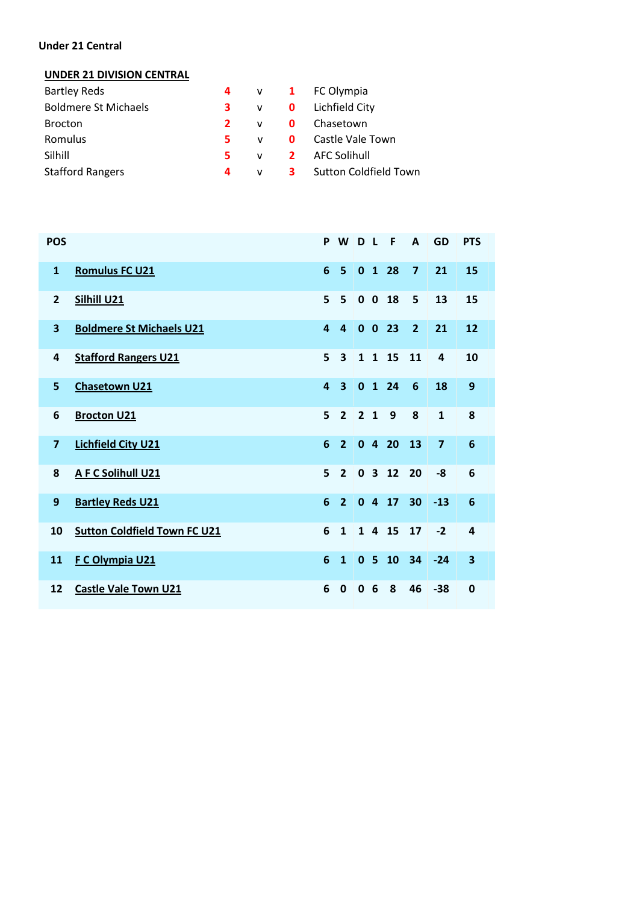**Under 21 Central**

**UNDER 21 DIVISION CENTRAL**

| | | | | |
|---|---|---|---|---|
| Bartley Reds | 4 | v | 1 | FC Olympia |
| Boldmere St Michaels | 3 | v | 0 | Lichfield City |
| Brocton | 2 | v | 0 | Chasetown |
| Romulus | 5 | v | 0 | Castle Vale Town |
| Silhill | 5 | v | 2 | AFC Solihull |
| Stafford Rangers | 4 | v | 3 | Sutton Coldfield Town |

| POS | | P | W | D | L | F | A | GD | PTS |
|---|---|---|---|---|---|---|---|---|---|
| 1 | Romulus FC U21 | 6 | 5 | 0 | 1 | 28 | 7 | 21 | 15 |
| 2 | Silhill U21 | 5 | 5 | 0 | 0 | 18 | 5 | 13 | 15 |
| 3 | Boldmere St Michaels U21 | 4 | 4 | 0 | 0 | 23 | 2 | 21 | 12 |
| 4 | Stafford Rangers U21 | 5 | 3 | 1 | 1 | 15 | 11 | 4 | 10 |
| 5 | Chasetown U21 | 4 | 3 | 0 | 1 | 24 | 6 | 18 | 9 |
| 6 | Brocton U21 | 5 | 2 | 2 | 1 | 9 | 8 | 1 | 8 |
| 7 | Lichfield City U21 | 6 | 2 | 0 | 4 | 20 | 13 | 7 | 6 |
| 8 | A F C Solihull U21 | 5 | 2 | 0 | 3 | 12 | 20 | -8 | 6 |
| 9 | Bartley Reds U21 | 6 | 2 | 0 | 4 | 17 | 30 | -13 | 6 |
| 10 | Sutton Coldfield Town FC U21 | 6 | 1 | 1 | 4 | 15 | 17 | -2 | 4 |
| 11 | F C Olympia U21 | 6 | 1 | 0 | 5 | 10 | 34 | -24 | 3 |
| 12 | Castle Vale Town U21 | 6 | 0 | 0 | 6 | 8 | 46 | -38 | 0 |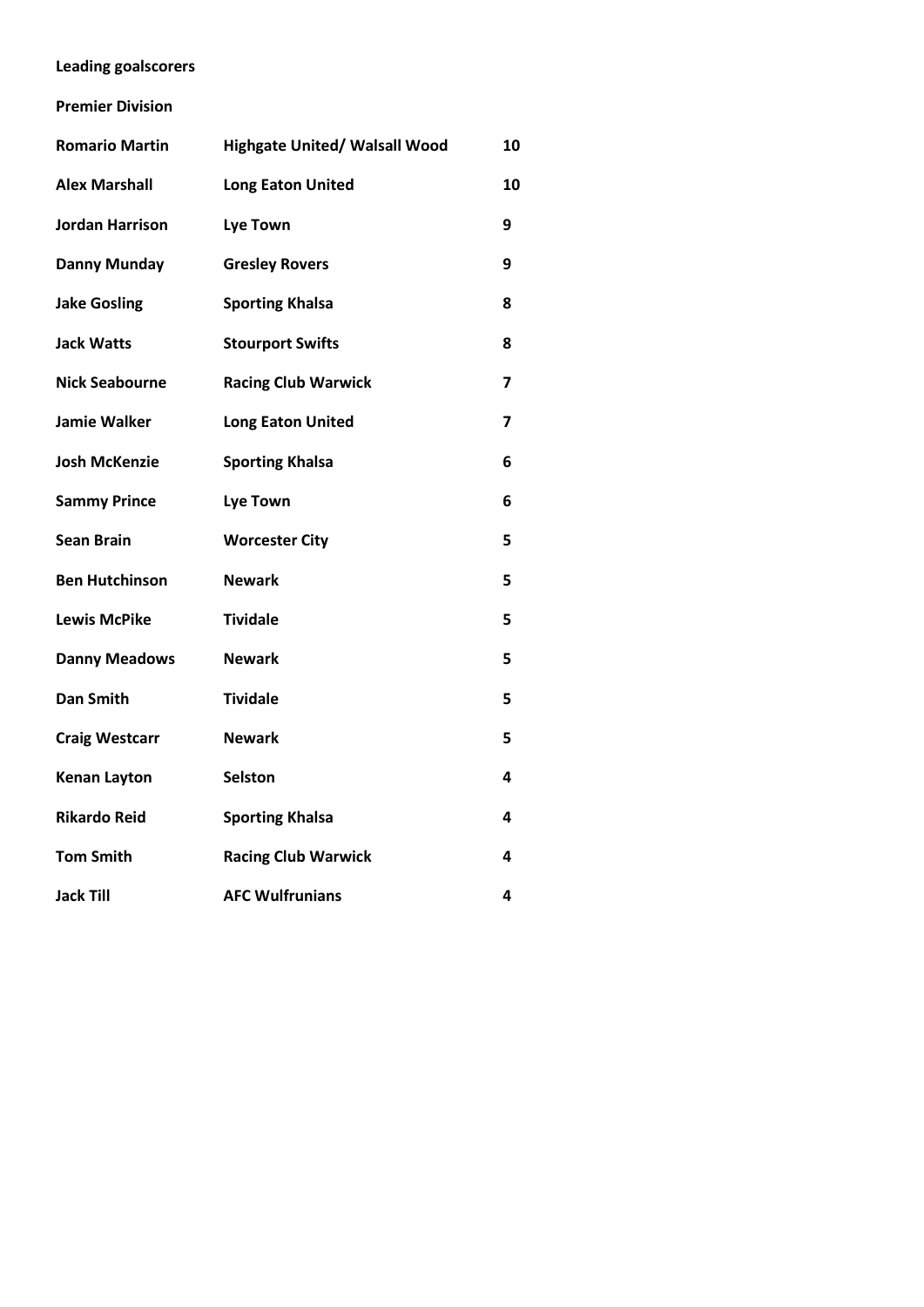**Leading goalscorers**

**Premier Division**

| | | |
|---|---|---|
| **Romario Martin** | **Highgate United/ Walsall Wood** | **10** |
| **Alex Marshall** | **Long Eaton United** | **10** |
| **Jordan Harrison** | **Lye Town** | **9** |
| **Danny Munday** | **Gresley Rovers** | **9** |
| **Jake Gosling** | **Sporting Khalsa** | **8** |
| **Jack Watts** | **Stourport Swifts** | **8** |
| **Nick Seabourne** | **Racing Club Warwick** | **7** |
| **Jamie Walker** | **Long Eaton United** | **7** |
| **Josh McKenzie** | **Sporting Khalsa** | **6** |
| **Sammy Prince** | **Lye Town** | **6** |
| **Sean Brain** | **Worcester City** | **5** |
| **Ben Hutchinson** | **Newark** | **5** |
| **Lewis McPike** | **Tividale** | **5** |
| **Danny Meadows** | **Newark** | **5** |
| **Dan Smith** | **Tividale** | **5** |
| **Craig Westcarr** | **Newark** | **5** |
| **Kenan Layton** | **Selston** | **4** |
| **Rikardo Reid** | **Sporting Khalsa** | **4** |
| **Tom Smith** | **Racing Club Warwick** | **4** |
| **Jack Till** | **AFC Wulfrunians** | **4** |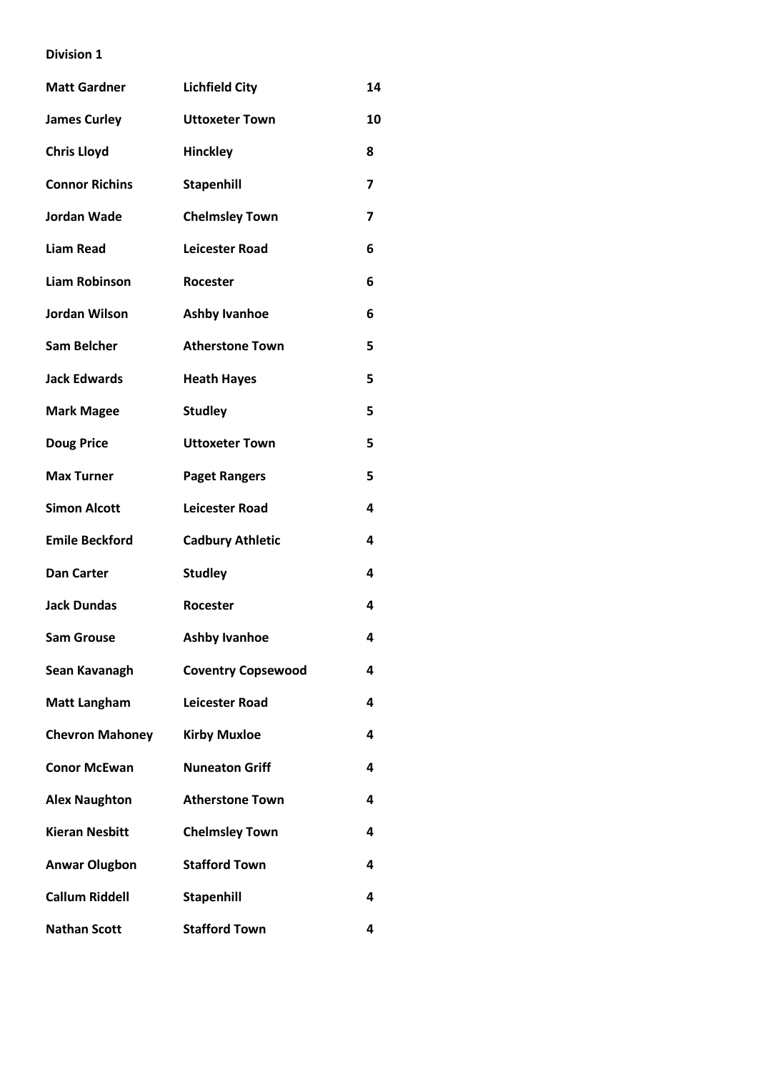**Division 1**

| | | |
|---|---|---|
| **Matt Gardner** | **Lichfield City** | **14** |
| **James Curley** | **Uttoxeter Town** | **10** |
| **Chris Lloyd** | **Hinckley** | **8** |
| **Connor Richins** | **Stapenhill** | **7** |
| **Jordan Wade** | **Chelmsley Town** | **7** |
| **Liam Read** | **Leicester Road** | **6** |
| **Liam Robinson** | **Rocester** | **6** |
| **Jordan Wilson** | **Ashby Ivanhoe** | **6** |
| **Sam Belcher** | **Atherstone Town** | **5** |
| **Jack Edwards** | **Heath Hayes** | **5** |
| **Mark Magee** | **Studley** | **5** |
| **Doug Price** | **Uttoxeter Town** | **5** |
| **Max Turner** | **Paget Rangers** | **5** |
| **Simon Alcott** | **Leicester Road** | **4** |
| **Emile Beckford** | **Cadbury Athletic** | **4** |
| **Dan Carter** | **Studley** | **4** |
| **Jack Dundas** | **Rocester** | **4** |
| **Sam Grouse** | **Ashby Ivanhoe** | **4** |
| **Sean Kavanagh** | **Coventry Copsewood** | **4** |
| **Matt Langham** | **Leicester Road** | **4** |
| **Chevron Mahoney** | **Kirby Muxloe** | **4** |
| **Conor McEwan** | **Nuneaton Griff** | **4** |
| **Alex Naughton** | **Atherstone Town** | **4** |
| **Kieran Nesbitt** | **Chelmsley Town** | **4** |
| **Anwar Olugbon** | **Stafford Town** | **4** |
| **Callum Riddell** | **Stapenhill** | **4** |
| **Nathan Scott** | **Stafford Town** | **4** |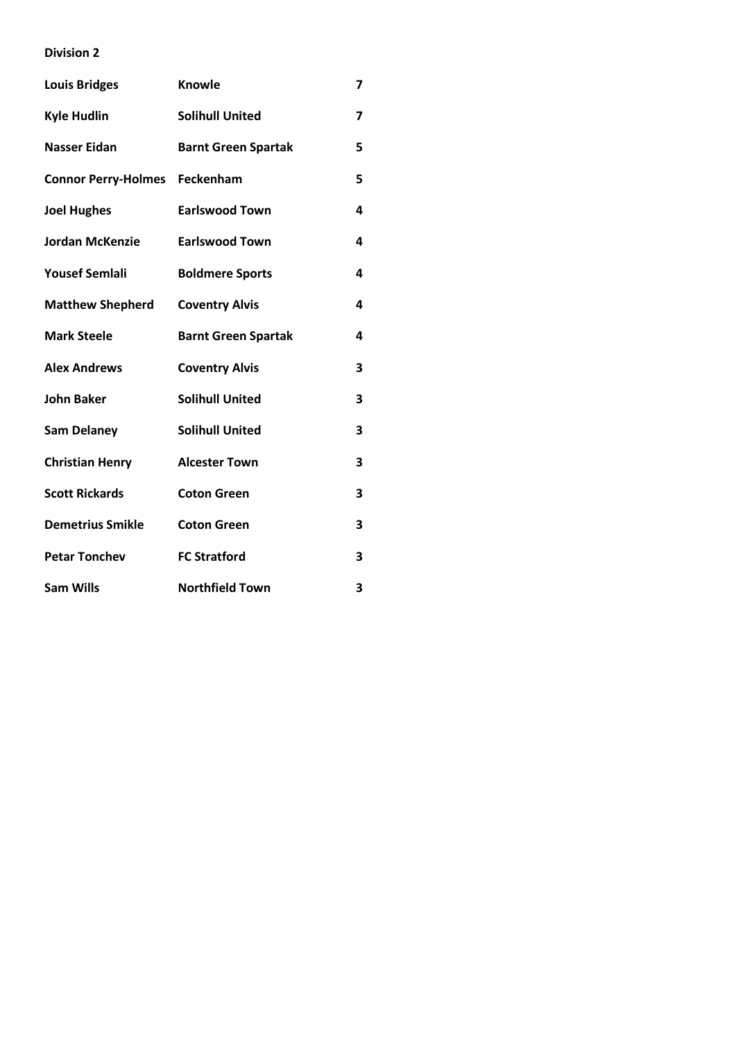**Division 2**

| | | |
|---|---|---|
| **Louis Bridges** | **Knowle** | **7** |
| **Kyle Hudlin** | **Solihull United** | **7** |
| **Nasser Eidan** | **Barnt Green Spartak** | **5** |
| **Connor Perry-Holmes** | **Feckenham** | **5** |
| **Joel Hughes** | **Earlswood Town** | **4** |
| **Jordan McKenzie** | **Earlswood Town** | **4** |
| **Yousef Semlali** | **Boldmere Sports** | **4** |
| **Matthew Shepherd** | **Coventry Alvis** | **4** |
| **Mark Steele** | **Barnt Green Spartak** | **4** |
| **Alex Andrews** | **Coventry Alvis** | **3** |
| **John Baker** | **Solihull United** | **3** |
| **Sam Delaney** | **Solihull United** | **3** |
| **Christian Henry** | **Alcester Town** | **3** |
| **Scott Rickards** | **Coton Green** | **3** |
| **Demetrius Smikle** | **Coton Green** | **3** |
| **Petar Tonchev** | **FC Stratford** | **3** |
| **Sam Wills** | **Northfield Town** | **3** |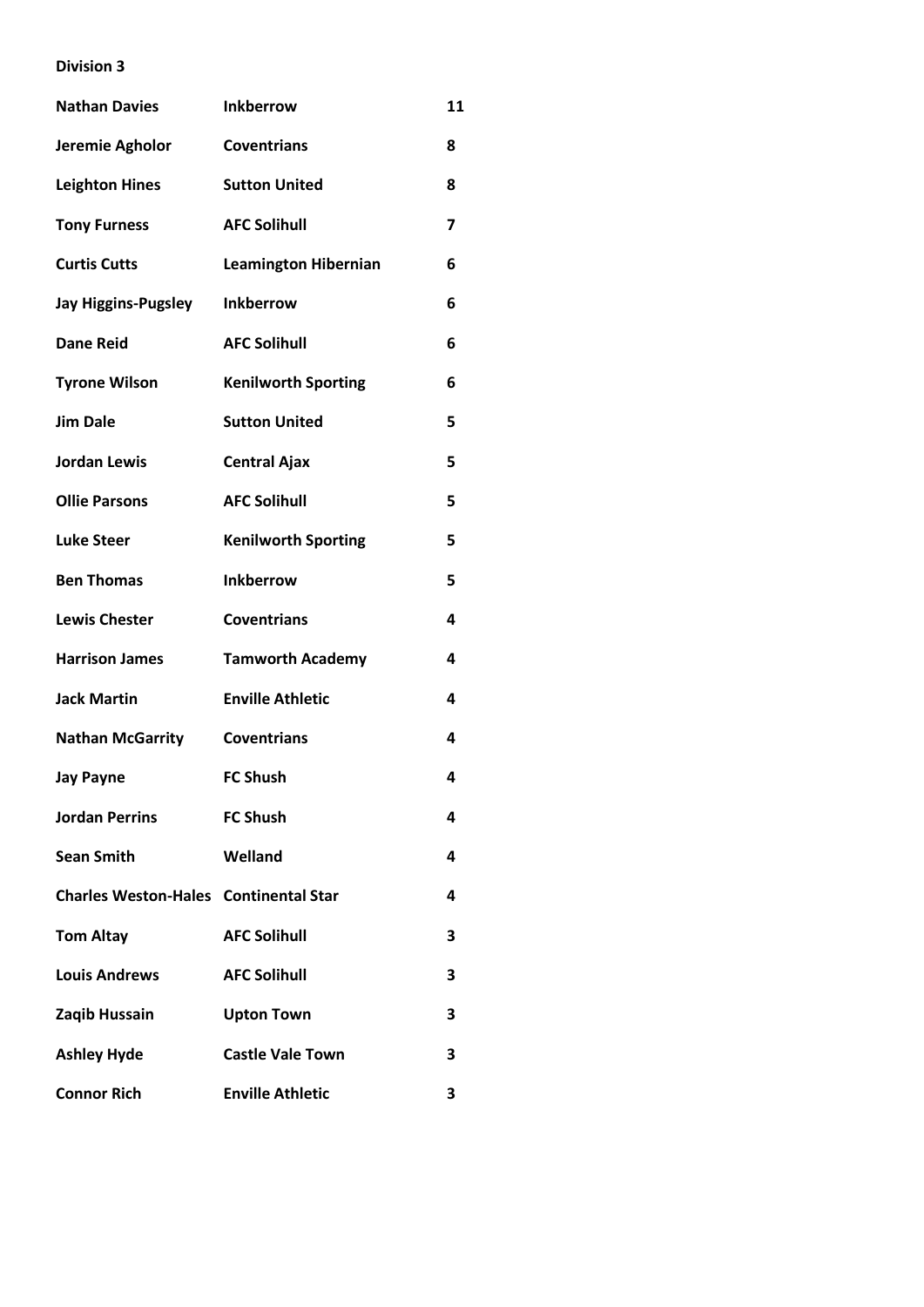**Division 3**

| | | |
|---|---|---|
| **Nathan Davies** | **Inkberrow** | **11** |
| **Jeremie Agholor** | **Coventrians** | **8** |
| **Leighton Hines** | **Sutton United** | **8** |
| **Tony Furness** | **AFC Solihull** | **7** |
| **Curtis Cutts** | **Leamington Hibernian** | **6** |
| **Jay Higgins-Pugsley** | **Inkberrow** | **6** |
| **Dane Reid** | **AFC Solihull** | **6** |
| **Tyrone Wilson** | **Kenilworth Sporting** | **6** |
| **Jim Dale** | **Sutton United** | **5** |
| **Jordan Lewis** | **Central Ajax** | **5** |
| **Ollie Parsons** | **AFC Solihull** | **5** |
| **Luke Steer** | **Kenilworth Sporting** | **5** |
| **Ben Thomas** | **Inkberrow** | **5** |
| **Lewis Chester** | **Coventrians** | **4** |
| **Harrison James** | **Tamworth Academy** | **4** |
| **Jack Martin** | **Enville Athletic** | **4** |
| **Nathan McGarrity** | **Coventrians** | **4** |
| **Jay Payne** | **FC Shush** | **4** |
| **Jordan Perrins** | **FC Shush** | **4** |
| **Sean Smith** | **Welland** | **4** |
| **Charles Weston-Hales** | **Continental Star** | **4** |
| **Tom Altay** | **AFC Solihull** | **3** |
| **Louis Andrews** | **AFC Solihull** | **3** |
| **Zaqib Hussain** | **Upton Town** | **3** |
| **Ashley Hyde** | **Castle Vale Town** | **3** |
| **Connor Rich** | **Enville Athletic** | **3** |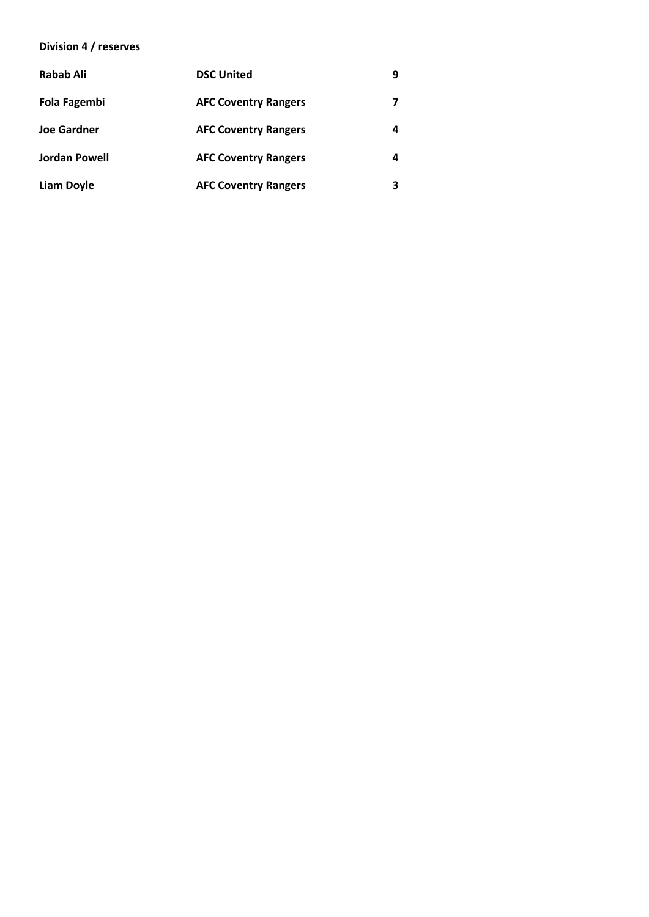**Division 4 / reserves**

| Player | Team | Goals |
|---|---|---|
| **Rabab Ali** | **DSC United** | **9** |
| **Fola Fagembi** | **AFC Coventry Rangers** | **7** |
| **Joe Gardner** | **AFC Coventry Rangers** | **4** |
| **Jordan Powell** | **AFC Coventry Rangers** | **4** |
| **Liam Doyle** | **AFC Coventry Rangers** | **3** |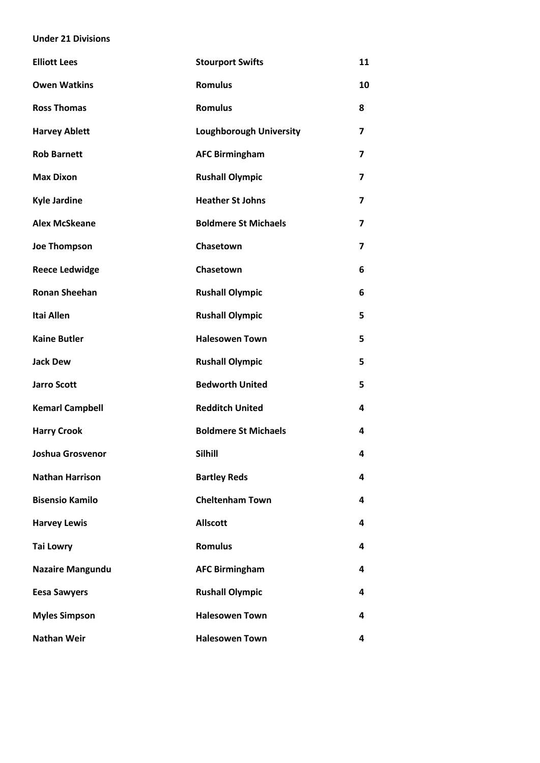**Under 21 Divisions**

| | | |
|---|---|---|
| **Elliott Lees** | **Stourport Swifts** | **11** |
| **Owen Watkins** | **Romulus** | **10** |
| **Ross Thomas** | **Romulus** | **8** |
| **Harvey Ablett** | **Loughborough University** | **7** |
| **Rob Barnett** | **AFC Birmingham** | **7** |
| **Max Dixon** | **Rushall Olympic** | **7** |
| **Kyle Jardine** | **Heather St Johns** | **7** |
| **Alex McSkeane** | **Boldmere St Michaels** | **7** |
| **Joe Thompson** | **Chasetown** | **7** |
| **Reece Ledwidge** | **Chasetown** | **6** |
| **Ronan Sheehan** | **Rushall Olympic** | **6** |
| **Itai Allen** | **Rushall Olympic** | **5** |
| **Kaine Butler** | **Halesowen Town** | **5** |
| **Jack Dew** | **Rushall Olympic** | **5** |
| **Jarro Scott** | **Bedworth United** | **5** |
| **Kemarl Campbell** | **Redditch United** | **4** |
| **Harry Crook** | **Boldmere St Michaels** | **4** |
| **Joshua Grosvenor** | **Silhill** | **4** |
| **Nathan Harrison** | **Bartley Reds** | **4** |
| **Bisensio Kamilo** | **Cheltenham Town** | **4** |
| **Harvey Lewis** | **Allscott** | **4** |
| **Tai Lowry** | **Romulus** | **4** |
| **Nazaire Mangundu** | **AFC Birmingham** | **4** |
| **Eesa Sawyers** | **Rushall Olympic** | **4** |
| **Myles Simpson** | **Halesowen Town** | **4** |
| **Nathan Weir** | **Halesowen Town** | **4** |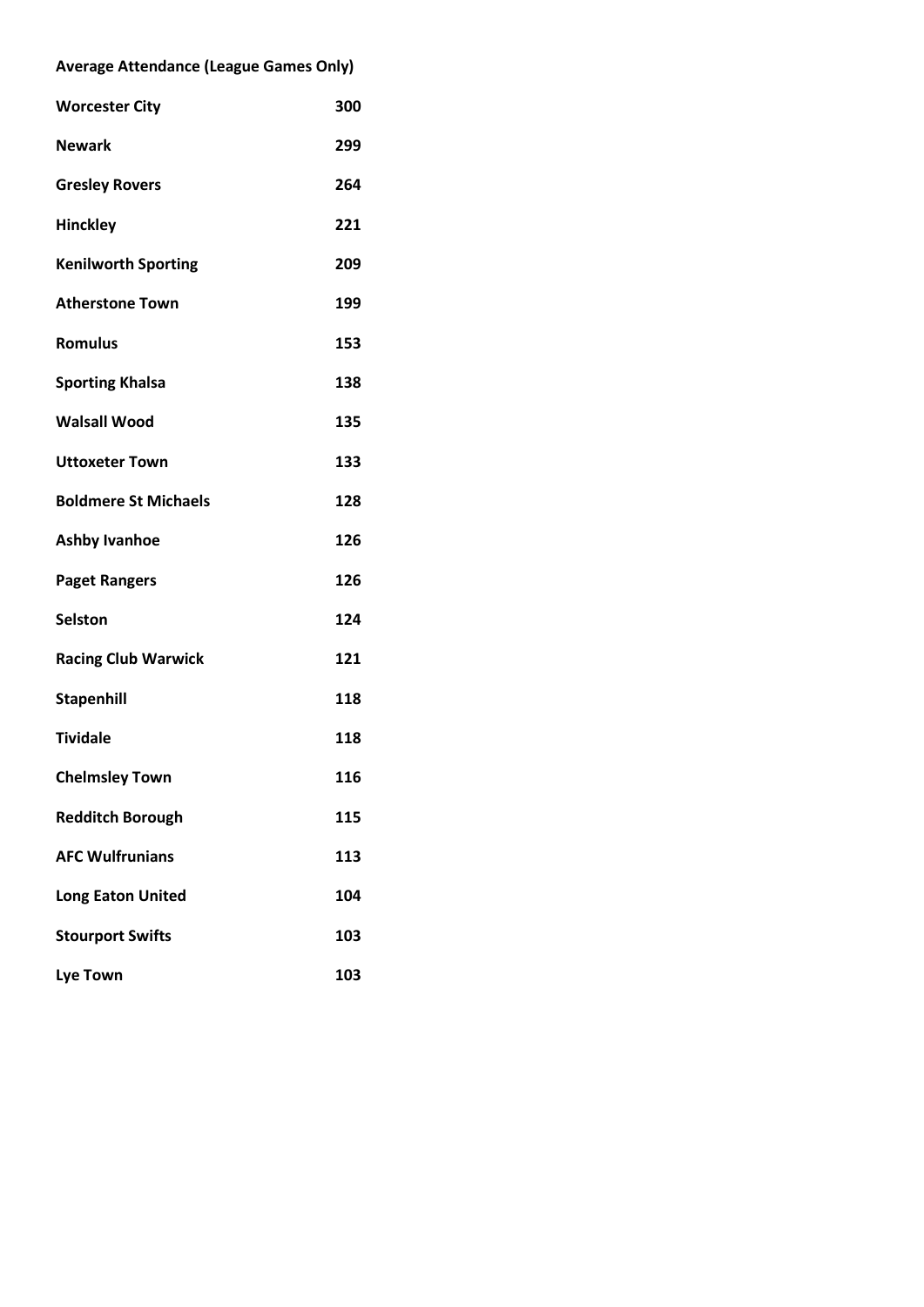**Average Attendance (League Games Only)**

| | |
|---|---|
| **Worcester City** | **300** |
| **Newark** | **299** |
| **Gresley Rovers** | **264** |
| **Hinckley** | **221** |
| **Kenilworth Sporting** | **209** |
| **Atherstone Town** | **199** |
| **Romulus** | **153** |
| **Sporting Khalsa** | **138** |
| **Walsall Wood** | **135** |
| **Uttoxeter Town** | **133** |
| **Boldmere St Michaels** | **128** |
| **Ashby Ivanhoe** | **126** |
| **Paget Rangers** | **126** |
| **Selston** | **124** |
| **Racing Club Warwick** | **121** |
| **Stapenhill** | **118** |
| **Tividale** | **118** |
| **Chelmsley Town** | **116** |
| **Redditch Borough** | **115** |
| **AFC Wulfrunians** | **113** |
| **Long Eaton United** | **104** |
| **Stourport Swifts** | **103** |
| **Lye Town** | **103** |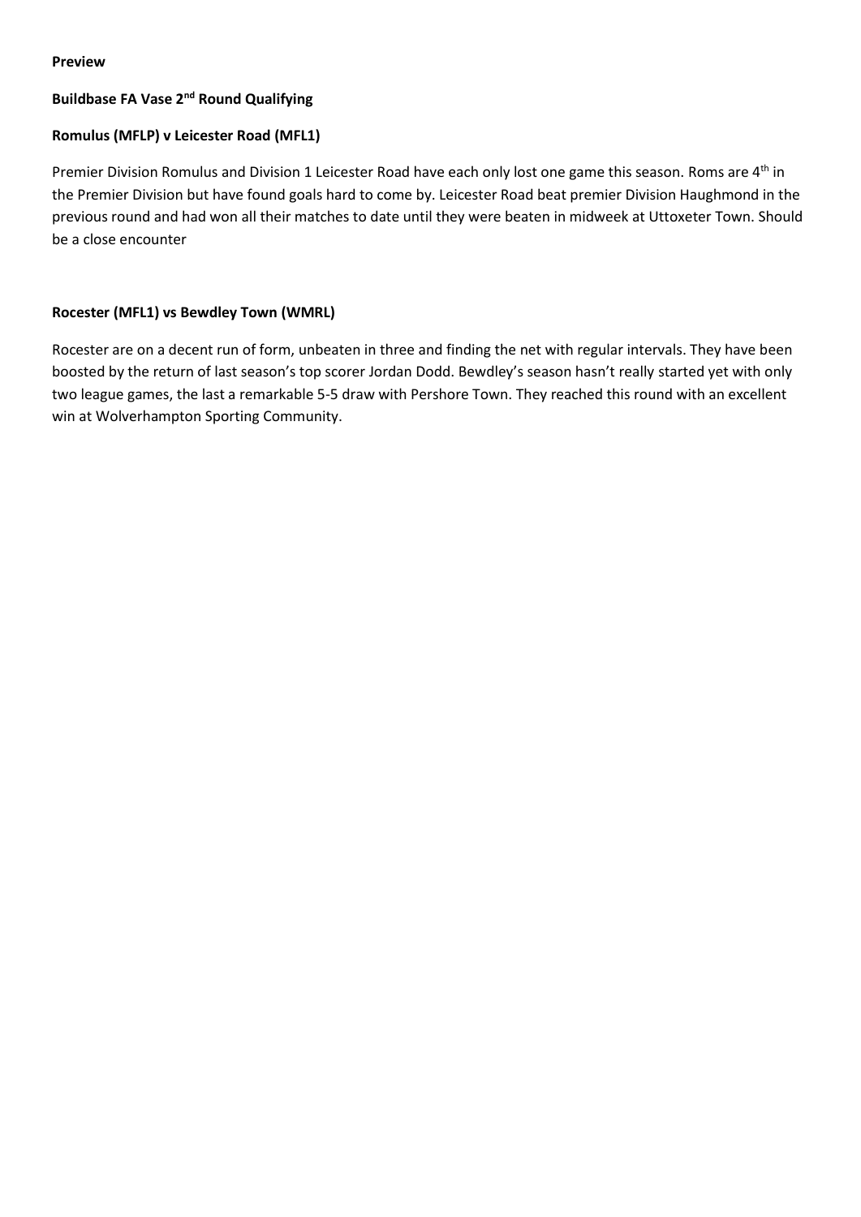**Preview**

**Buildbase FA Vase 2nd Round Qualifying**

**Romulus (MFLP) v Leicester Road (MFL1)**

Premier Division Romulus and Division 1 Leicester Road have each only lost one game this season. Roms are 4th in the Premier Division but have found goals hard to come by. Leicester Road beat premier Division Haughmond in the previous round and had won all their matches to date until they were beaten in midweek at Uttoxeter Town. Should be a close encounter

**Rocester (MFL1) vs Bewdley Town (WMRL)**

Rocester are on a decent run of form, unbeaten in three and finding the net with regular intervals. They have been boosted by the return of last season's top scorer Jordan Dodd. Bewdley's season hasn't really started yet with only two league games, the last a remarkable 5-5 draw with Pershore Town. They reached this round with an excellent win at Wolverhampton Sporting Community.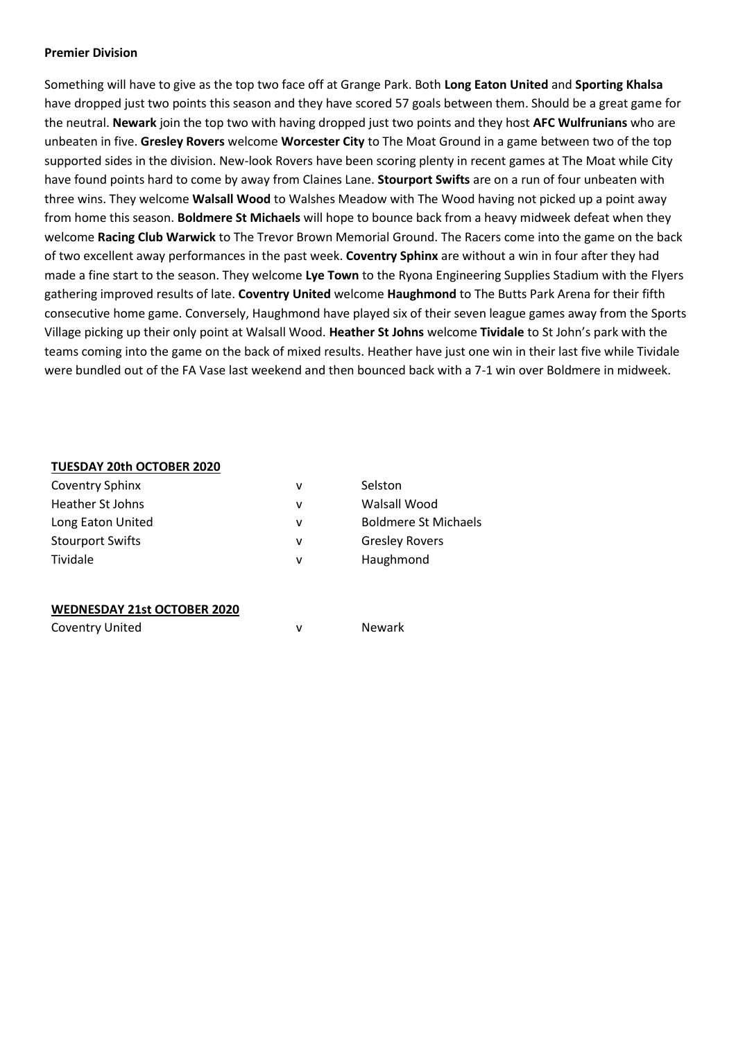**Premier Division**

Something will have to give as the top two face off at Grange Park. Both **Long Eaton United** and **Sporting Khalsa** have dropped just two points this season and they have scored 57 goals between them. Should be a great game for the neutral. **Newark** join the top two with having dropped just two points and they host **AFC Wulfrunians** who are unbeaten in five. **Gresley Rovers** welcome **Worcester City** to The Moat Ground in a game between two of the top supported sides in the division. New-look Rovers have been scoring plenty in recent games at The Moat while City have found points hard to come by away from Claines Lane. **Stourport Swifts** are on a run of four unbeaten with three wins. They welcome **Walsall Wood** to Walshes Meadow with The Wood having not picked up a point away from home this season. **Boldmere St Michaels** will hope to bounce back from a heavy midweek defeat when they welcome **Racing Club Warwick** to The Trevor Brown Memorial Ground. The Racers come into the game on the back of two excellent away performances in the past week. **Coventry Sphinx** are without a win in four after they had made a fine start to the season. They welcome **Lye Town** to the Ryona Engineering Supplies Stadium with the Flyers gathering improved results of late. **Coventry United** welcome **Haughmond** to The Butts Park Arena for their fifth consecutive home game. Conversely, Haughmond have played six of their seven league games away from the Sports Village picking up their only point at Walsall Wood. **Heather St Johns** welcome **Tividale** to St John's park with the teams coming into the game on the back of mixed results. Heather have just one win in their last five while Tividale were bundled out of the FA Vase last weekend and then bounced back with a 7-1 win over Boldmere in midweek.

**TUESDAY 20th OCTOBER 2020**

| | | |
|---|---|---|
| Coventry Sphinx | v | Selston |
| Heather St Johns | v | Walsall Wood |
| Long Eaton United | v | Boldmere St Michaels |
| Stourport Swifts | v | Gresley Rovers |
| Tividale | v | Haughmond |

**WEDNESDAY 21st OCTOBER 2020**

| | | |
|---|---|---|
| Coventry United | v | Newark |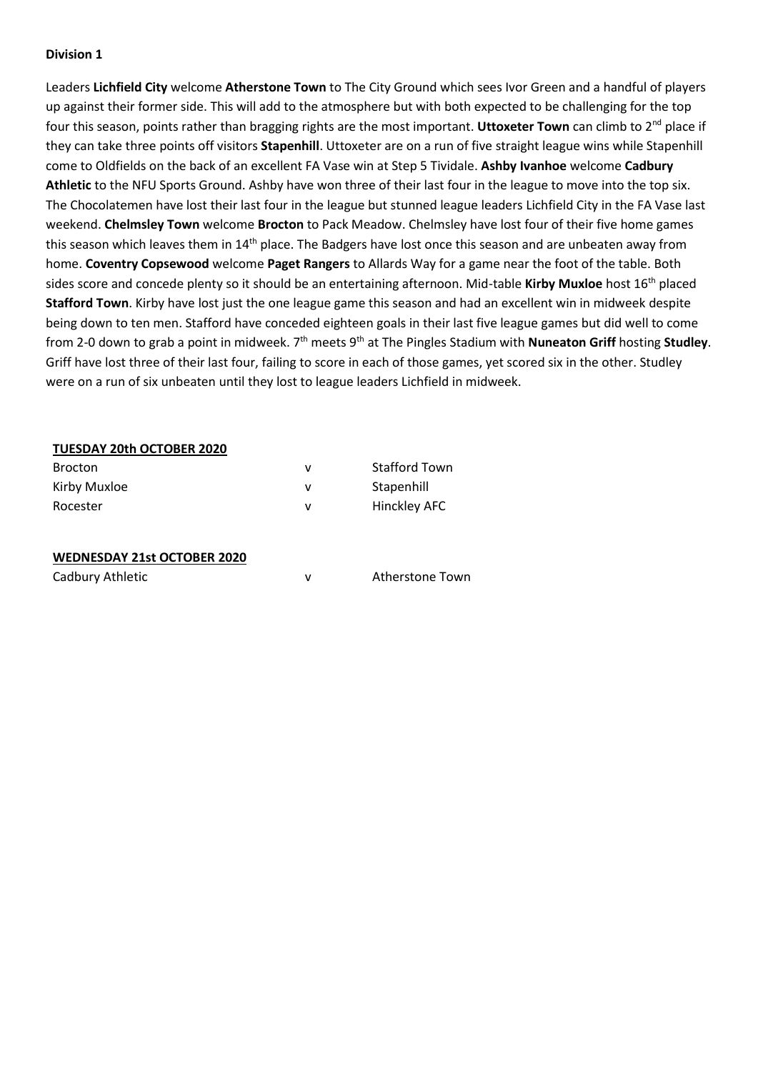**Division 1**

Leaders **Lichfield City** welcome **Atherstone Town** to The City Ground which sees Ivor Green and a handful of players up against their former side. This will add to the atmosphere but with both expected to be challenging for the top four this season, points rather than bragging rights are the most important. **Uttoxeter Town** can climb to 2nd place if they can take three points off visitors **Stapenhill**. Uttoxeter are on a run of five straight league wins while Stapenhill come to Oldfields on the back of an excellent FA Vase win at Step 5 Tividale. **Ashby Ivanhoe** welcome **Cadbury Athletic** to the NFU Sports Ground. Ashby have won three of their last four in the league to move into the top six. The Chocolatemen have lost their last four in the league but stunned league leaders Lichfield City in the FA Vase last weekend. **Chelmsley Town** welcome **Brocton** to Pack Meadow. Chelmsley have lost four of their five home games this season which leaves them in 14th place. The Badgers have lost once this season and are unbeaten away from home. **Coventry Copsewood** welcome **Paget Rangers** to Allards Way for a game near the foot of the table. Both sides score and concede plenty so it should be an entertaining afternoon. Mid-table **Kirby Muxloe** host 16th placed **Stafford Town**. Kirby have lost just the one league game this season and had an excellent win in midweek despite being down to ten men. Stafford have conceded eighteen goals in their last five league games but did well to come from 2-0 down to grab a point in midweek. 7th meets 9th at The Pingles Stadium with **Nuneaton Griff** hosting **Studley**. Griff have lost three of their last four, failing to score in each of those games, yet scored six in the other. Studley were on a run of six unbeaten until they lost to league leaders Lichfield in midweek.

**TUESDAY 20th OCTOBER 2020**

| | | |
|---|---|---|
| Brocton | v | Stafford Town |
| Kirby Muxloe | v | Stapenhill |
| Rocester | v | Hinckley AFC |

**WEDNESDAY 21st OCTOBER 2020**

| | | |
|---|---|---|
| Cadbury Athletic | v | Atherstone Town |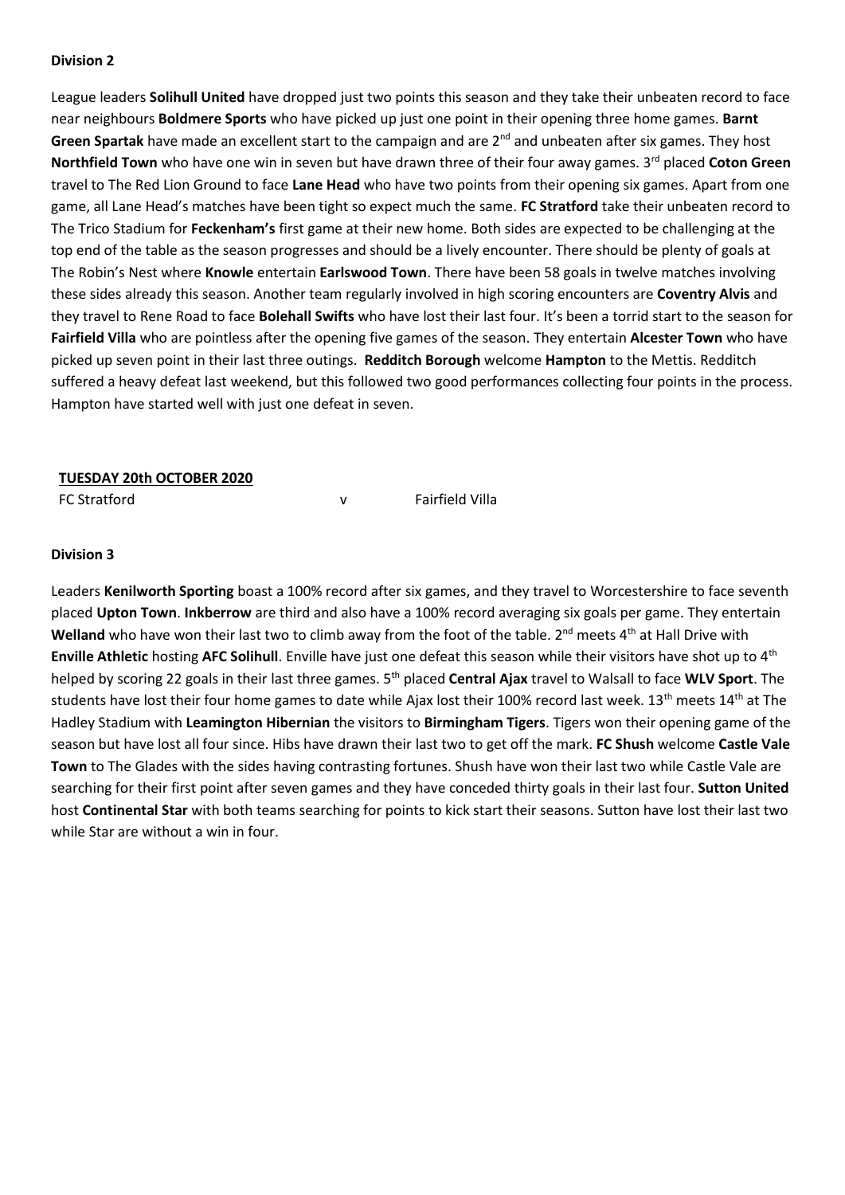**Division 2**

League leaders **Solihull United** have dropped just two points this season and they take their unbeaten record to face near neighbours **Boldmere Sports** who have picked up just one point in their opening three home games. **Barnt Green Spartak** have made an excellent start to the campaign and are 2nd and unbeaten after six games. They host **Northfield Town** who have one win in seven but have drawn three of their four away games. 3rd placed **Coton Green** travel to The Red Lion Ground to face **Lane Head** who have two points from their opening six games. Apart from one game, all Lane Head's matches have been tight so expect much the same. **FC Stratford** take their unbeaten record to The Trico Stadium for **Feckenham's** first game at their new home. Both sides are expected to be challenging at the top end of the table as the season progresses and should be a lively encounter. There should be plenty of goals at The Robin's Nest where **Knowle** entertain **Earlswood Town**. There have been 58 goals in twelve matches involving these sides already this season. Another team regularly involved in high scoring encounters are **Coventry Alvis** and they travel to Rene Road to face **Bolehall Swifts** who have lost their last four. It's been a torrid start to the season for **Fairfield Villa** who are pointless after the opening five games of the season. They entertain **Alcester Town** who have picked up seven point in their last three outings. **Redditch Borough** welcome **Hampton** to the Mettis. Redditch suffered a heavy defeat last weekend, but this followed two good performances collecting four points in the process. Hampton have started well with just one defeat in seven.

**TUESDAY 20th OCTOBER 2020**

| | | |
|---|---|---|
| FC Stratford | v | Fairfield Villa |

**Division 3**

Leaders **Kenilworth Sporting** boast a 100% record after six games, and they travel to Worcestershire to face seventh placed **Upton Town**. **Inkberrow** are third and also have a 100% record averaging six goals per game. They entertain **Welland** who have won their last two to climb away from the foot of the table. 2nd meets 4th at Hall Drive with **Enville Athletic** hosting **AFC Solihull**. Enville have just one defeat this season while their visitors have shot up to 4th helped by scoring 22 goals in their last three games. 5th placed **Central Ajax** travel to Walsall to face **WLV Sport**. The students have lost their four home games to date while Ajax lost their 100% record last week. 13th meets 14th at The Hadley Stadium with **Leamington Hibernian** the visitors to **Birmingham Tigers**. Tigers won their opening game of the season but have lost all four since. Hibs have drawn their last two to get off the mark. **FC Shush** welcome **Castle Vale Town** to The Glades with the sides having contrasting fortunes. Shush have won their last two while Castle Vale are searching for their first point after seven games and they have conceded thirty goals in their last four. **Sutton United** host **Continental Star** with both teams searching for points to kick start their seasons. Sutton have lost their last two while Star are without a win in four.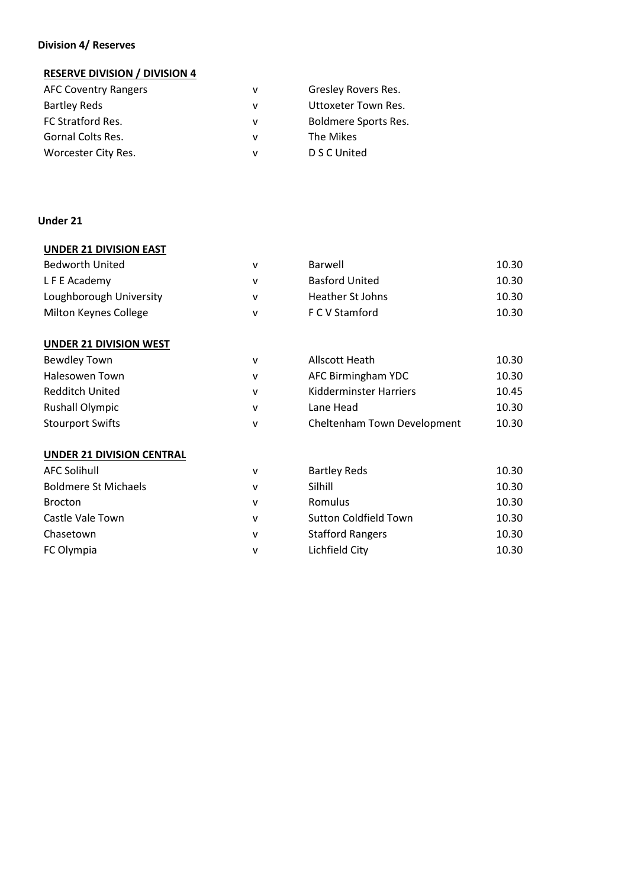**Division 4/ Reserves**

**RESERVE DIVISION / DIVISION 4**

| | | |
|---|---|---|
| AFC Coventry Rangers | v | Gresley Rovers Res. |
| Bartley Reds | v | Uttoxeter Town Res. |
| FC Stratford Res. | v | Boldmere Sports Res. |
| Gornal Colts Res. | v | The Mikes |
| Worcester City Res. | v | D S C United |

**Under 21**

**UNDER 21 DIVISION EAST**

| | | | |
|---|---|---|---|
| Bedworth United | v | Barwell | 10.30 |
| L F E Academy | v | Basford United | 10.30 |
| Loughborough University | v | Heather St Johns | 10.30 |
| Milton Keynes College | v | F C V Stamford | 10.30 |

**UNDER 21 DIVISION WEST**

| | | | |
|---|---|---|---|
| Bewdley Town | v | Allscott Heath | 10.30 |
| Halesowen Town | v | AFC Birmingham YDC | 10.30 |
| Redditch United | v | Kidderminster Harriers | 10.45 |
| Rushall Olympic | v | Lane Head | 10.30 |
| Stourport Swifts | v | Cheltenham Town Development | 10.30 |

**UNDER 21 DIVISION CENTRAL**

| | | | |
|---|---|---|---|
| AFC Solihull | v | Bartley Reds | 10.30 |
| Boldmere St Michaels | v | Silhill | 10.30 |
| Brocton | v | Romulus | 10.30 |
| Castle Vale Town | v | Sutton Coldfield Town | 10.30 |
| Chasetown | v | Stafford Rangers | 10.30 |
| FC Olympia | v | Lichfield City | 10.30 |